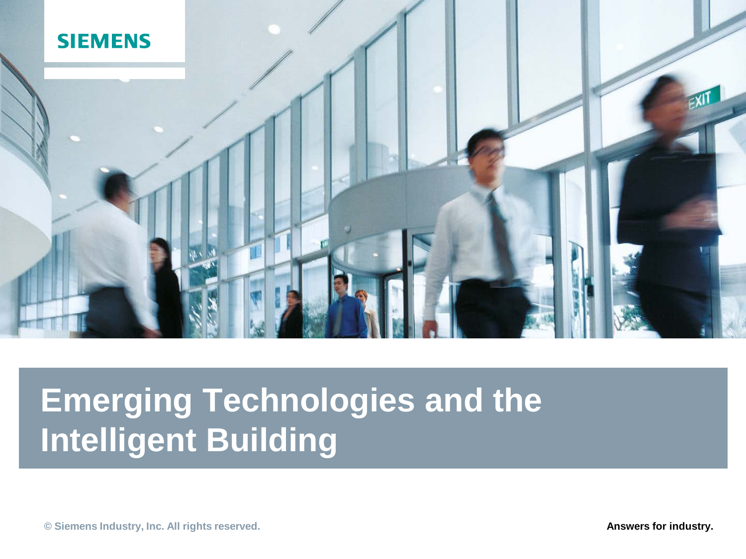SIEMENS

# Emerging Technologies and the Intelligent Building

© Siemens Industry, Inc. All rights reserved.

Answers for industry.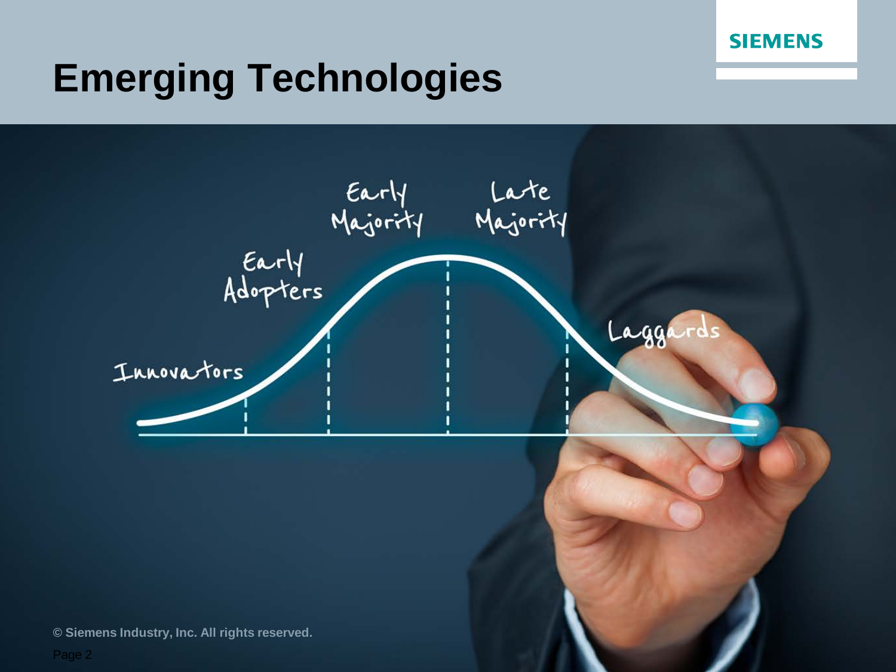# Emerging Technologies

Innovators

Early Adopters

Early Majority

Late Majority

Laggards

© Siemens Industry, Inc. All rights reserved.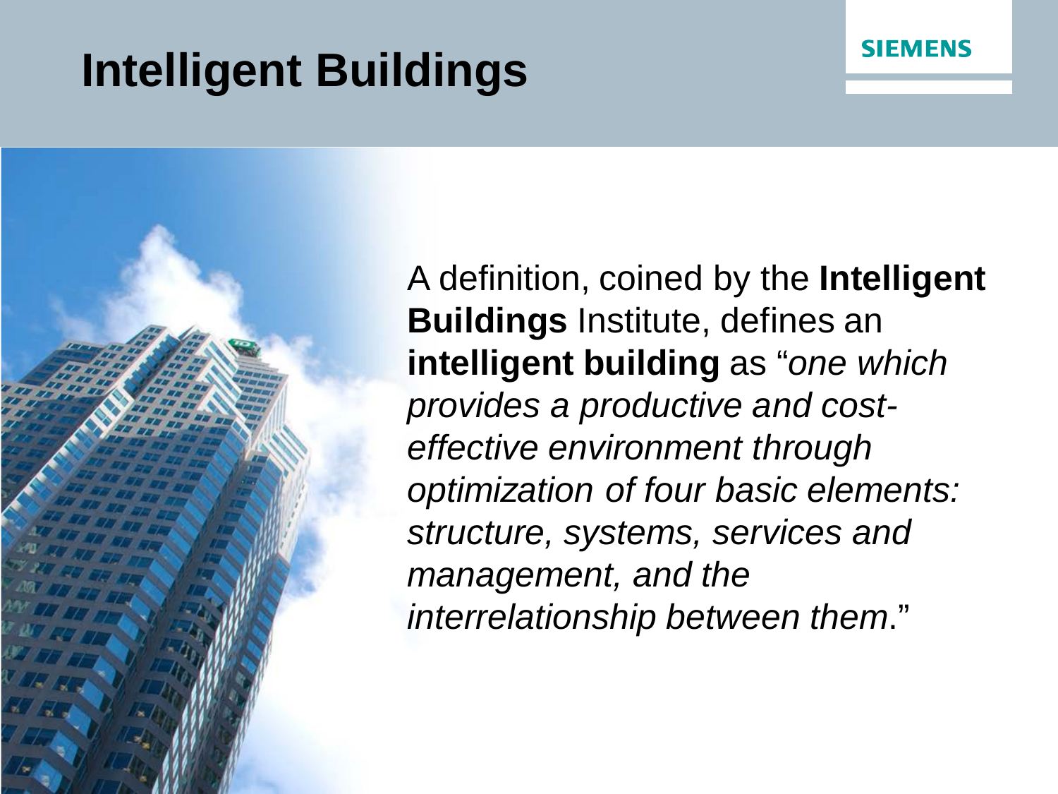# Intelligent Buildings

A definition, coined by the **Intelligent Buildings** Institute, defines an **intelligent building** as "*one which provides a productive and cost-effective environment through optimization of four basic elements: structure, systems, services and management, and the interrelationship between them*."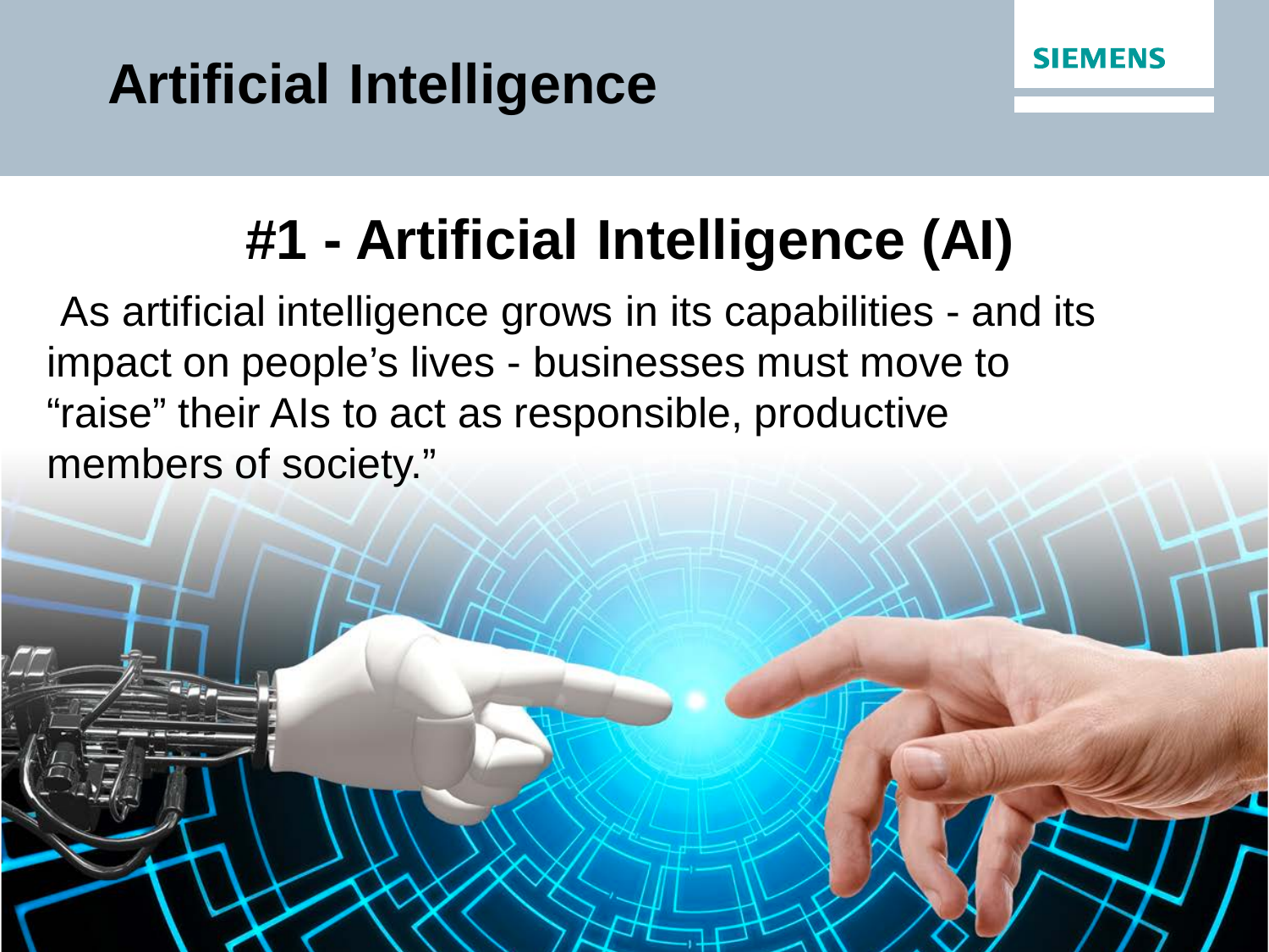# Artificial Intelligence

SIEMENS

## #1 - Artificial Intelligence (AI)

As artificial intelligence grows in its capabilities - and its impact on people's lives - businesses must move to "raise" their AIs to act as responsible, productive members of society."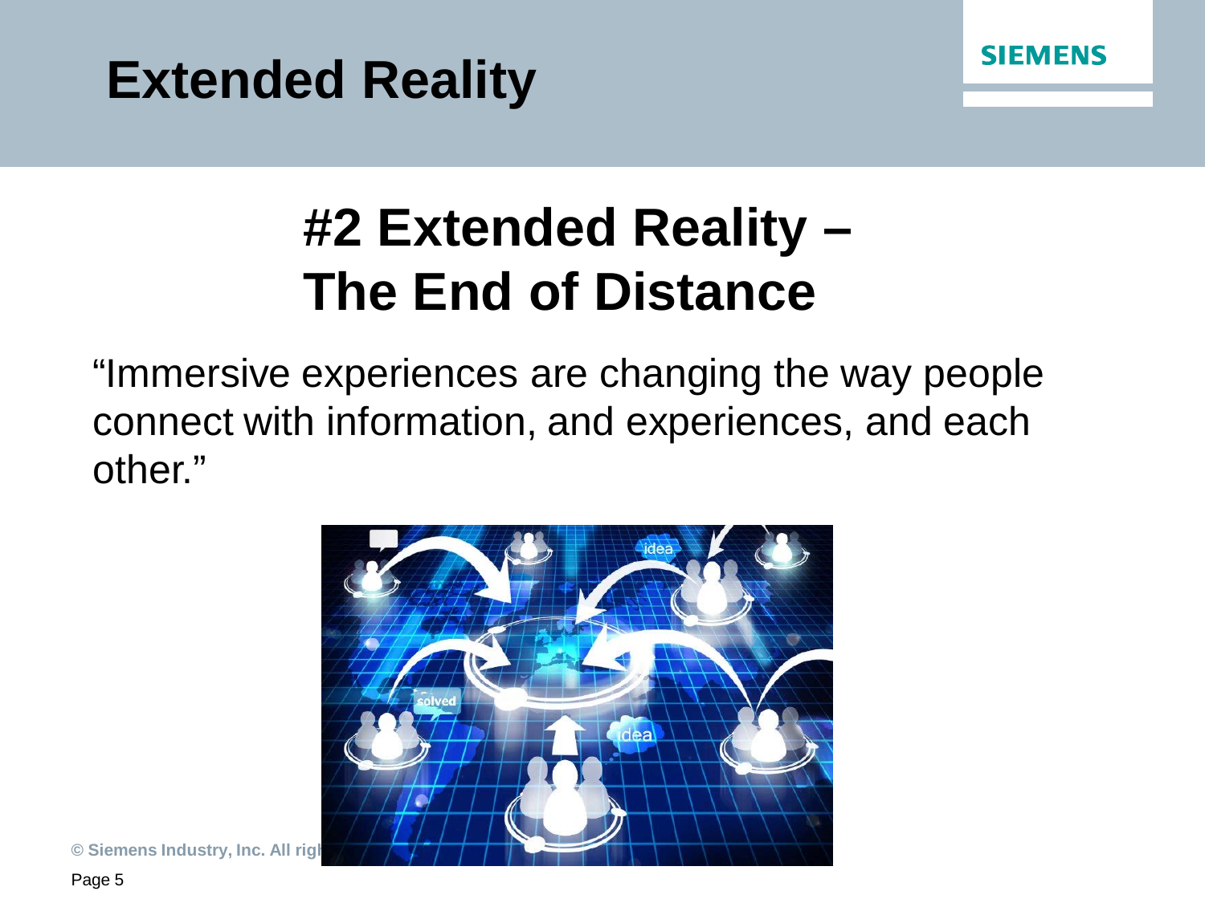# Extended Reality

## #2 Extended Reality – The End of Distance

"Immersive experiences are changing the way people connect with information, and experiences, and each other."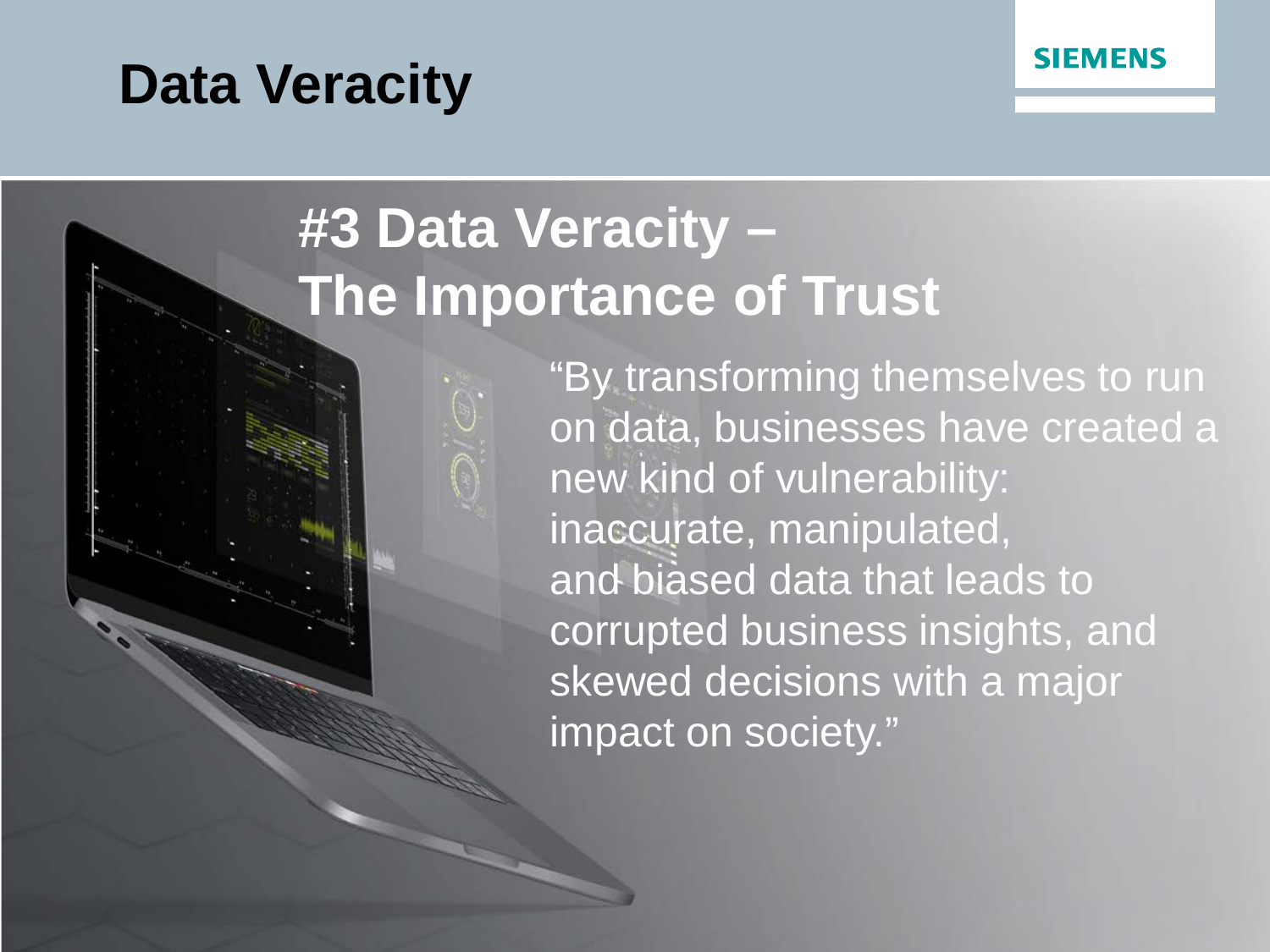# Data Veracity

## #3 Data Veracity – The Importance of Trust

"By transforming themselves to run on data, businesses have created a new kind of vulnerability: inaccurate, manipulated, and biased data that leads to corrupted business insights, and skewed decisions with a major impact on society."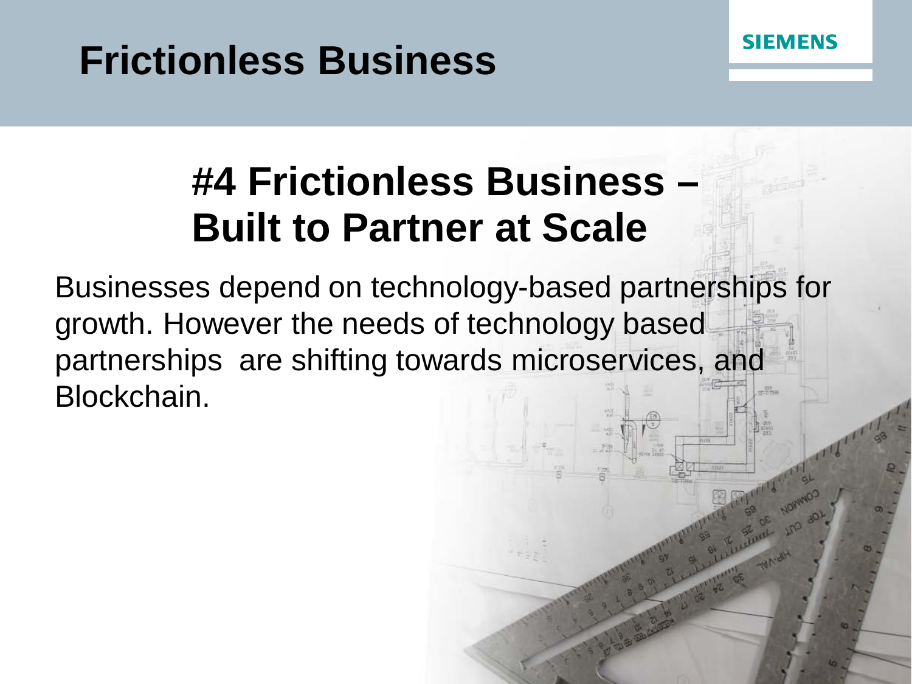# Frictionless Business

## #4 Frictionless Business – Built to Partner at Scale

Businesses depend on technology-based partnerships for growth. However the needs of technology based partnerships are shifting towards microservices, and Blockchain.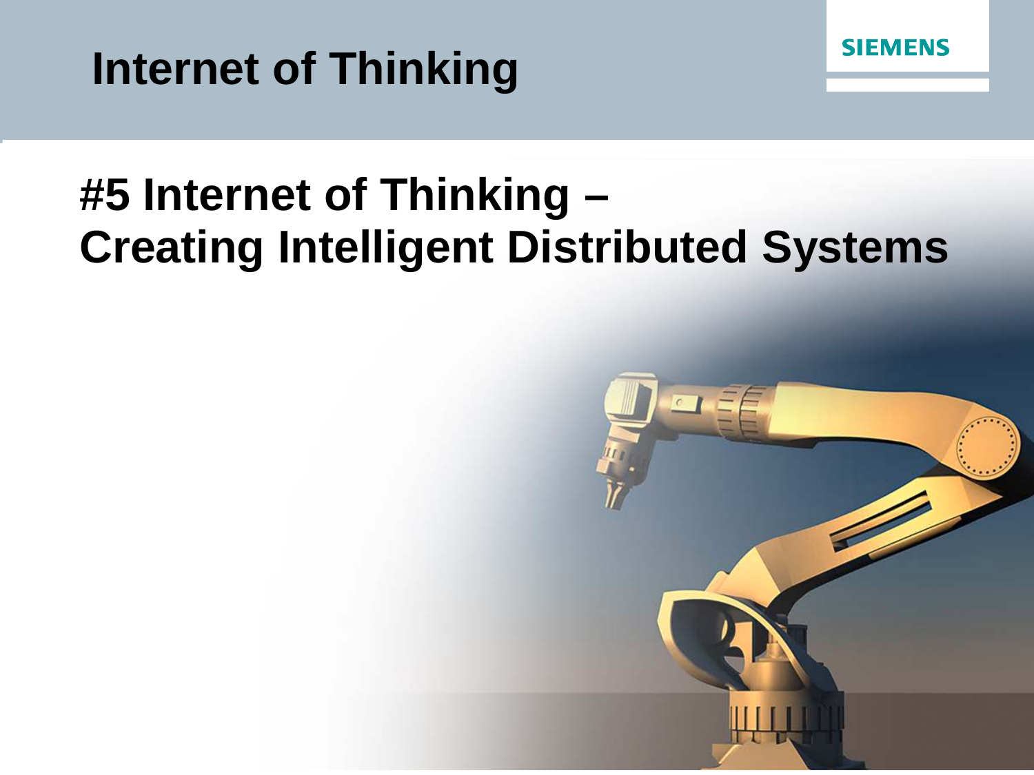# #5 Internet of Thinking – Creating Intelligent Distributed Systems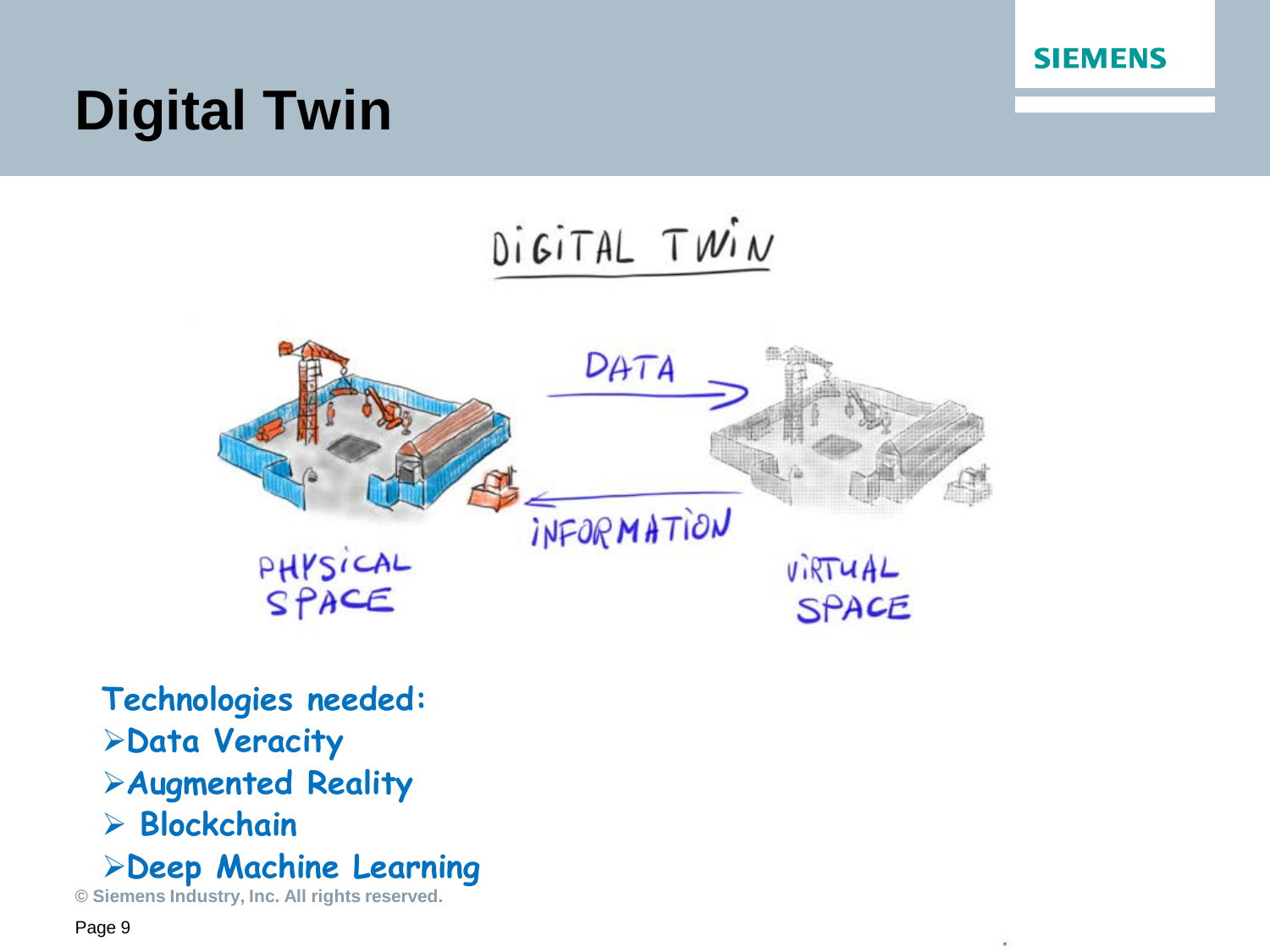# Digital Twin

DIGITAL TWIN

DATA

INFORMATION

PHYSICAL SPACE

VIRTUAL SPACE

**Technologies needed:**

- **Data Veracity**
- **Augmented Reality**
- **Blockchain**
- **Deep Machine Learning**

© Siemens Industry, Inc. All rights reserved.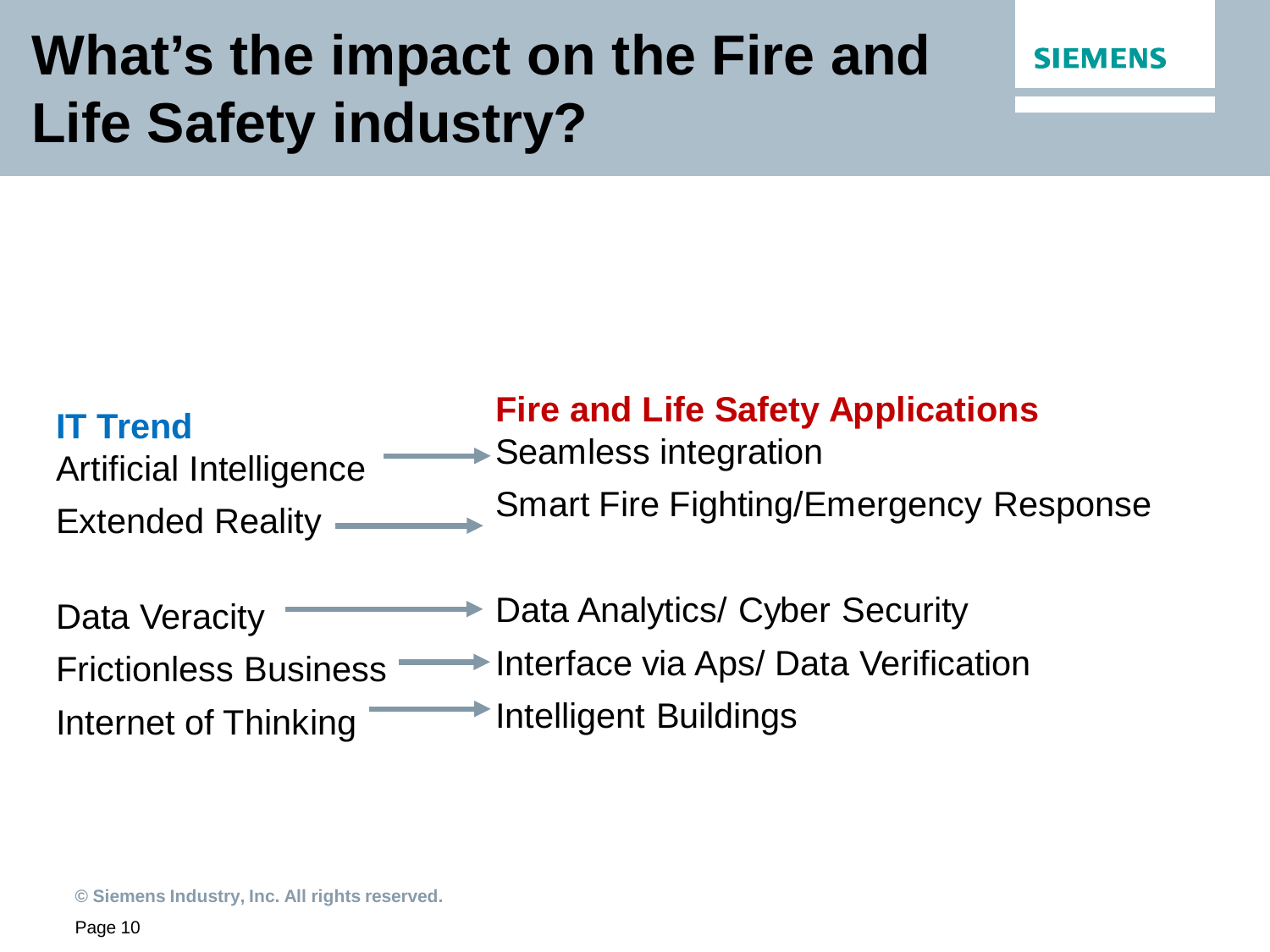# What's the impact on the Fire and Life Safety industry?

| IT Trend | Fire and Life Safety Applications |
| --- | --- |
| Artificial Intelligence | Seamless integration |
| Extended Reality | Smart Fire Fighting/Emergency Response |
| Data Veracity | Data Analytics/ Cyber Security |
| Frictionless Business | Interface via Aps/ Data Verification |
| Internet of Thinking | Intelligent Buildings |

© Siemens Industry, Inc. All rights reserved.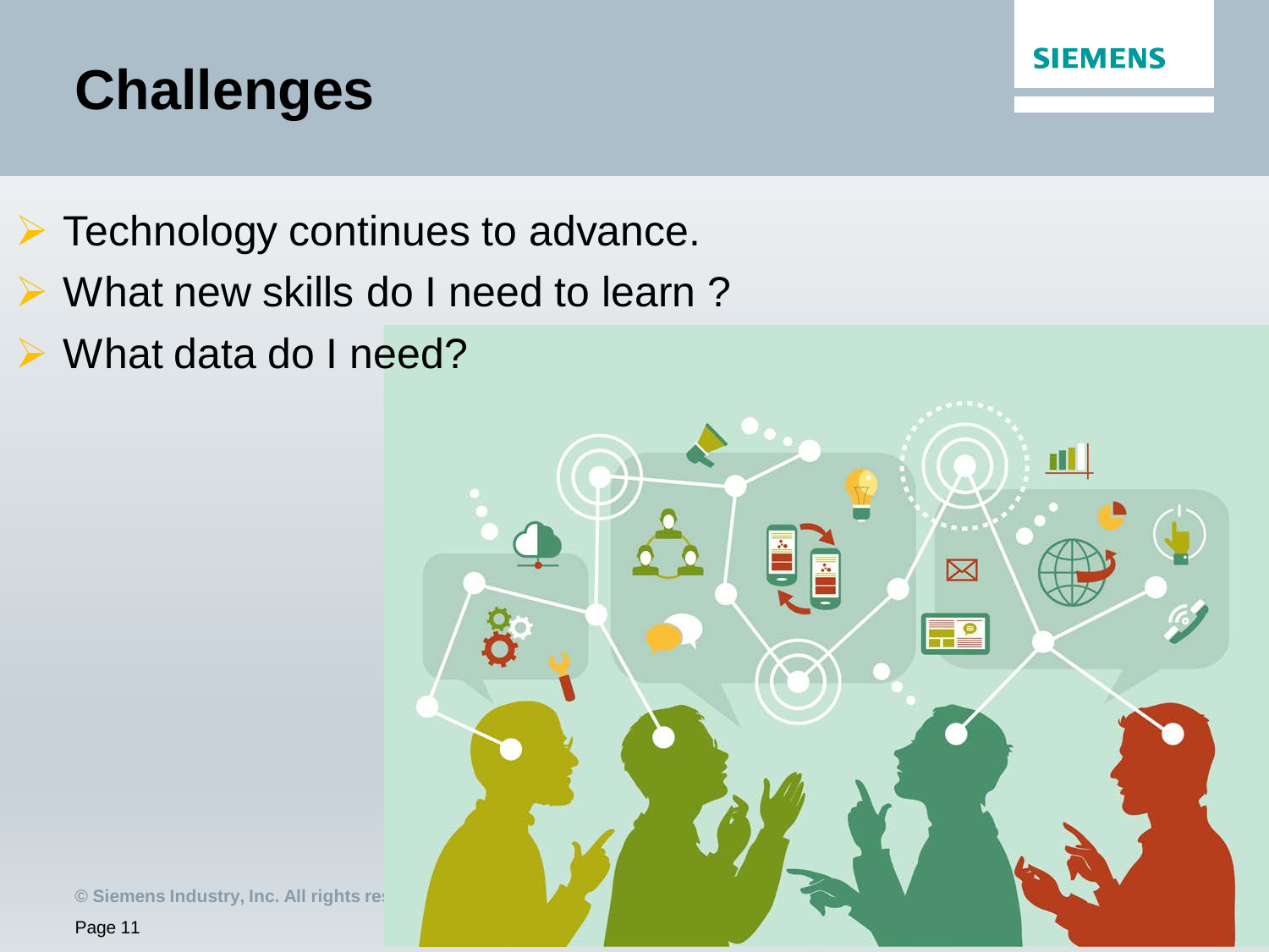# Challenges

- Technology continues to advance.
- What new skills do I need to learn ?
- What data do I need?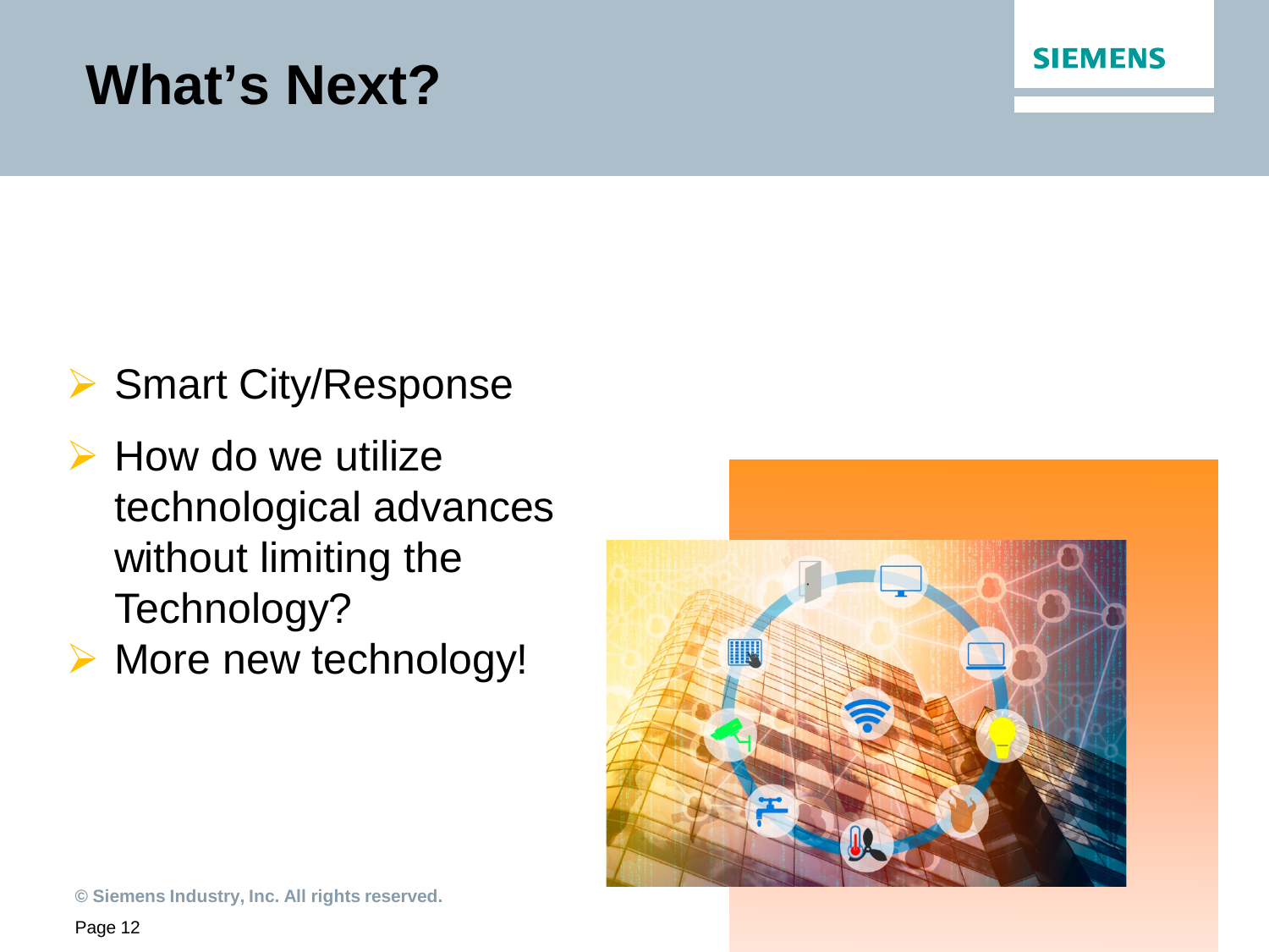# What's Next?

- Smart City/Response
- How do we utilize technological advances without limiting the Technology?
- More new technology!

© Siemens Industry, Inc. All rights reserved.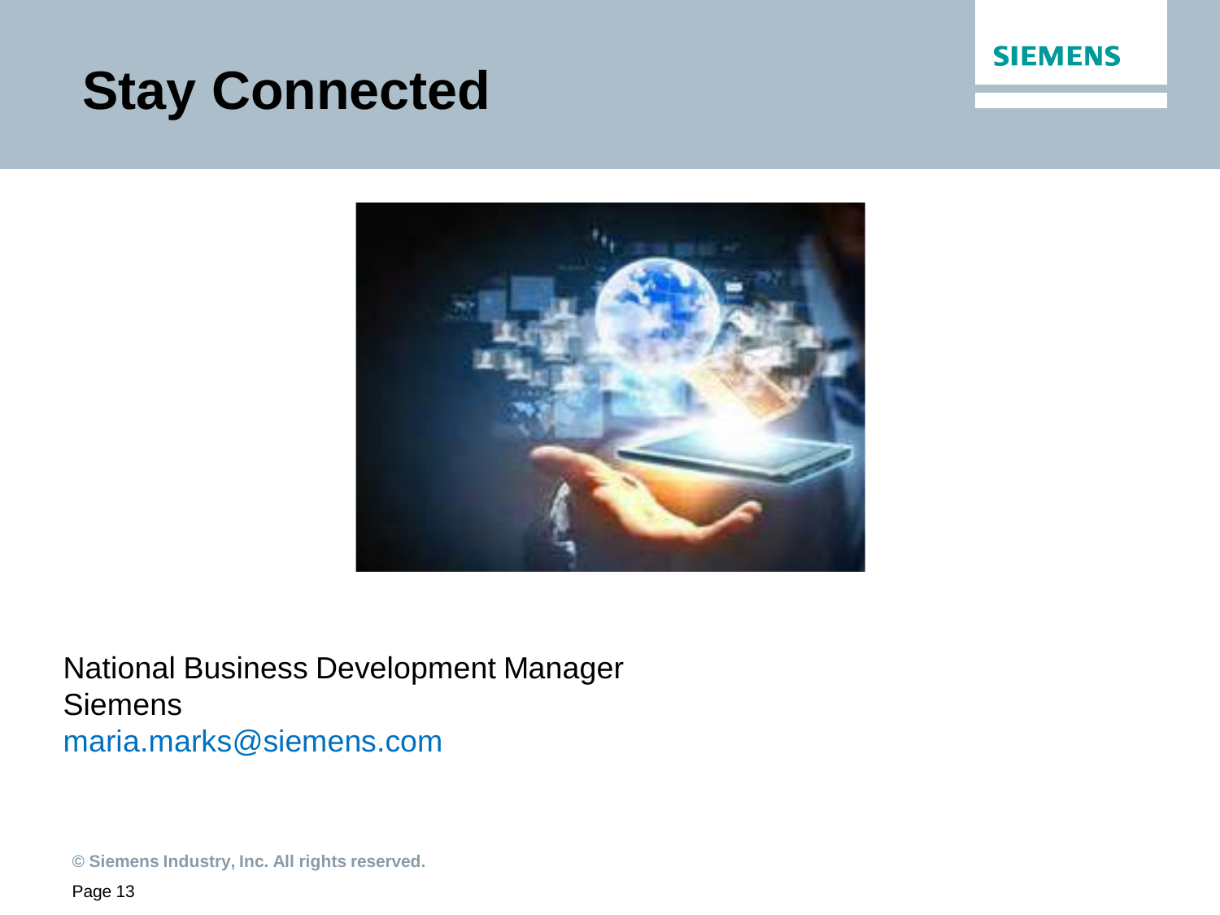# Stay Connected

National Business Development Manager
Siemens
maria.marks@siemens.com

© Siemens Industry, Inc. All rights reserved.